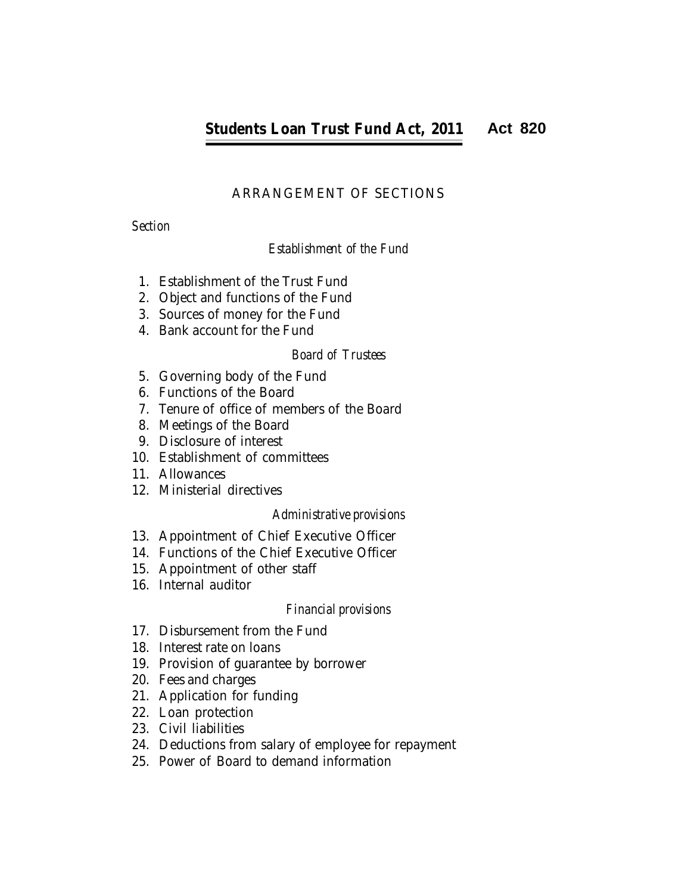# Students Loan Trust Fund Act, 2011 Act 820

## ARRANGEMENT OF SECTIONS

*Section*

*Establishment of the Fund*

1. Establishment of the Trust Fund
2. Object and functions of the Fund
3. Sources of money for the Fund
4. Bank account for the Fund

*Board of Trustees*

5. Governing body of the Fund
6. Functions of the Board
7. Tenure of office of members of the Board
8. Meetings of the Board
9. Disclosure of interest
10. Establishment of committees
11. Allowances
12. Ministerial directives

*Administrative provisions*

13. Appointment of Chief Executive Officer
14. Functions of the Chief Executive Officer
15. Appointment of other staff
16. Internal auditor

*Financial provisions*

17. Disbursement from the Fund
18. Interest rate on loans
19. Provision of guarantee by borrower
20. Fees and charges
21. Application for funding
22. Loan protection
23. Civil liabilities
24. Deductions from salary of employee for repayment
25. Power of Board to demand information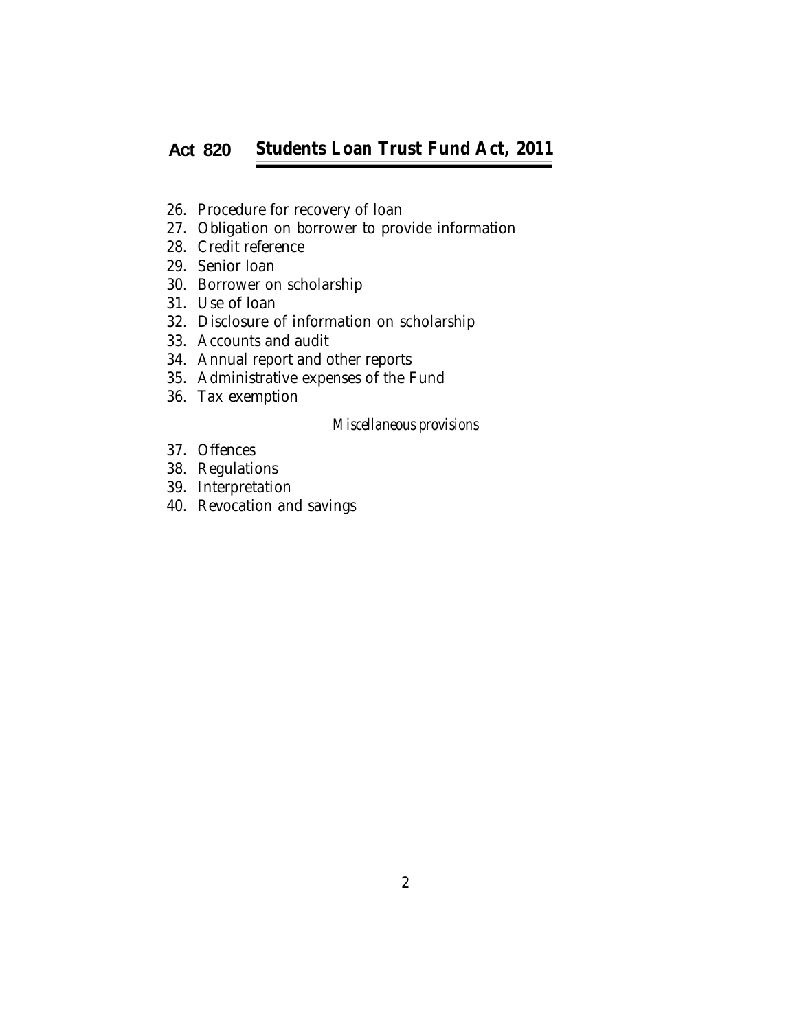26. Procedure for recovery of loan
27. Obligation on borrower to provide information
28. Credit reference
29. Senior loan
30. Borrower on scholarship
31. Use of loan
32. Disclosure of information on scholarship
33. Accounts and audit
34. Annual report and other reports
35. Administrative expenses of the Fund
36. Tax exemption

*Miscellaneous provisions*

37. Offences
38. Regulations
39. Interpretation
40. Revocation and savings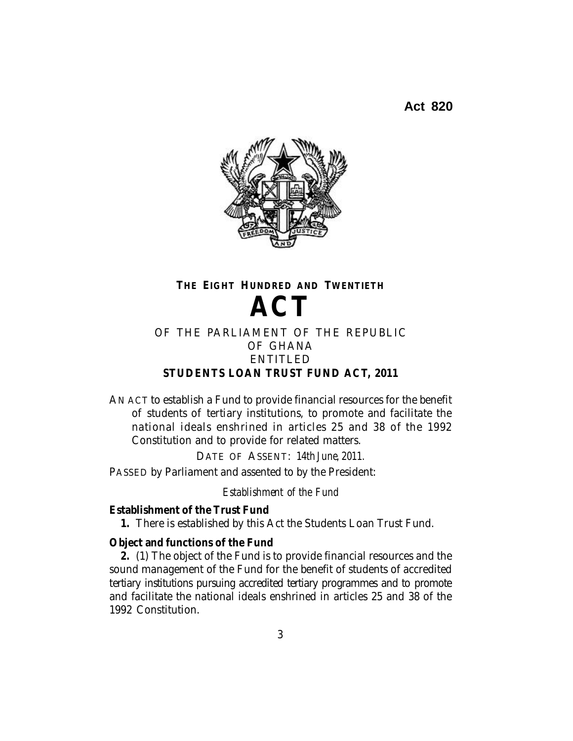Act 820

THE EIGHT HUNDRED AND TWENTIETH

# ACT

OF THE PARLIAMENT OF THE REPUBLIC
OF GHANA
ENTITLED

## STUDENTS LOAN TRUST FUND ACT, 2011

AN ACT to establish a Fund to provide financial resources for the benefit of students of tertiary institutions, to promote and facilitate the national ideals enshrined in articles 25 and 38 of the 1992 Constitution and to provide for related matters.

DATE OF ASSENT: *14th June, 2011.*

PASSED by Parliament and assented to by the President:

*Establishment of the Fund*

**Establishment of the Trust Fund**

**1.** There is established by this Act the Students Loan Trust Fund.

**Object and functions of the Fund**

**2.** (1) The object of the Fund is to provide financial resources and the sound management of the Fund for the benefit of students of accredited tertiary institutions pursuing accredited tertiary programmes and to promote and facilitate the national ideals enshrined in articles 25 and 38 of the 1992 Constitution.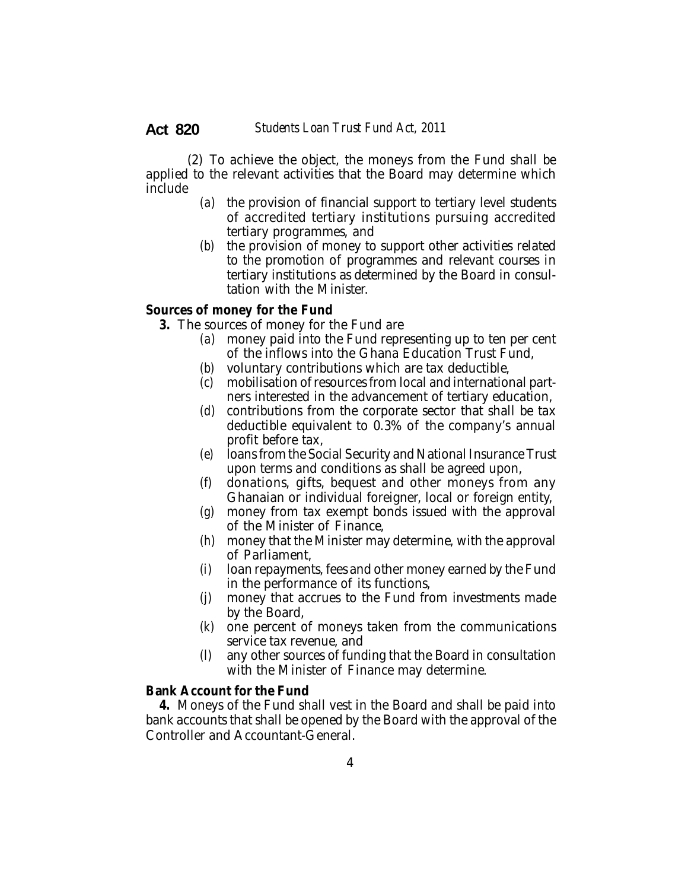(2) To achieve the object, the moneys from the Fund shall be applied to the relevant activities that the Board may determine which include

- *(a)* the provision of financial support to tertiary level students of accredited tertiary institutions pursuing accredited tertiary programmes, and
- *(b)* the provision of money to support other activities related to the promotion of programmes and relevant courses in tertiary institutions as determined by the Board in consultation with the Minister.

**Sources of money for the Fund**

**3.** The sources of money for the Fund are

- *(a)* money paid into the Fund representing up to ten per cent of the inflows into the Ghana Education Trust Fund,
- *(b)* voluntary contributions which are tax deductible,
- *(c)* mobilisation of resources from local and international partners interested in the advancement of tertiary education,
- *(d)* contributions from the corporate sector that shall be tax deductible equivalent to 0.3% of the company's annual profit before tax,
- *(e)* loans from the Social Security and National Insurance Trust upon terms and conditions as shall be agreed upon,
- *(f)* donations, gifts, bequest and other moneys from any Ghanaian or individual foreigner, local or foreign entity,
- *(g)* money from tax exempt bonds issued with the approval of the Minister of Finance,
- *(h)* money that the Minister may determine, with the approval of Parliament,
- *(i)* loan repayments, fees and other money earned by the Fund in the performance of its functions,
- *(j)* money that accrues to the Fund from investments made by the Board,
- *(k)* one percent of moneys taken from the communications service tax revenue, and
- *(l)* any other sources of funding that the Board in consultation with the Minister of Finance may determine.

**Bank Account for the Fund**

**4.** Moneys of the Fund shall vest in the Board and shall be paid into bank accounts that shall be opened by the Board with the approval of the Controller and Accountant-General.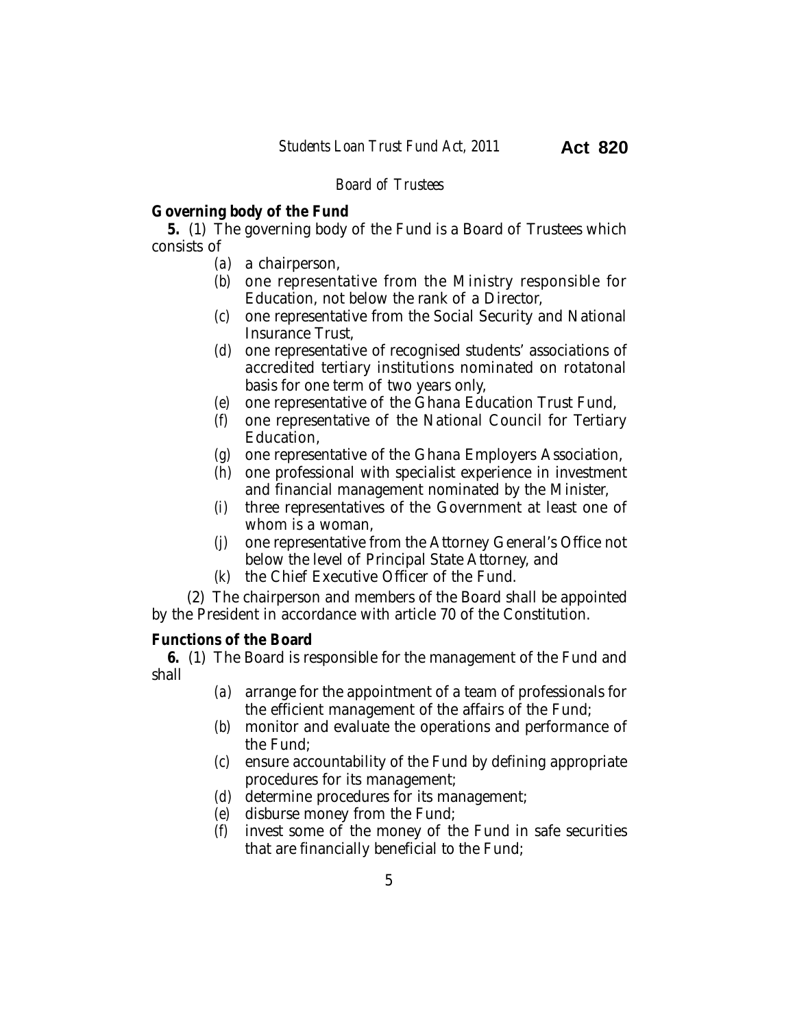*Board of Trustees*

**Governing body of the Fund**

**5.** (1) The governing body of the Fund is a Board of Trustees which consists of

- (*a*) a chairperson,
- (*b*) one representative from the Ministry responsible for Education, not below the rank of a Director,
- (*c*) one representative from the Social Security and National Insurance Trust,
- (*d*) one representative of recognised students' associations of accredited tertiary institutions nominated on rotatonal basis for one term of two years only,
- (*e*) one representative of the Ghana Education Trust Fund,
- (*f*) one representative of the National Council for Tertiary Education,
- (*g*) one representative of the Ghana Employers Association,
- (*h*) one professional with specialist experience in investment and financial management nominated by the Minister,
- (*i*) three representatives of the Government at least one of whom is a woman,
- (*j*) one representative from the Attorney General's Office not below the level of Principal State Attorney, and
- (*k*) the Chief Executive Officer of the Fund.

(2) The chairperson and members of the Board shall be appointed by the President in accordance with article 70 of the Constitution.

**Functions of the Board**

**6.** (1) The Board is responsible for the management of the Fund and shall

- (*a*) arrange for the appointment of a team of professionals for the efficient management of the affairs of the Fund;
- (*b*) monitor and evaluate the operations and performance of the Fund;
- (*c*) ensure accountability of the Fund by defining appropriate procedures for its management;
- (*d*) determine procedures for its management;
- (*e*) disburse money from the Fund;
- (*f*) invest some of the money of the Fund in safe securities that are financially beneficial to the Fund;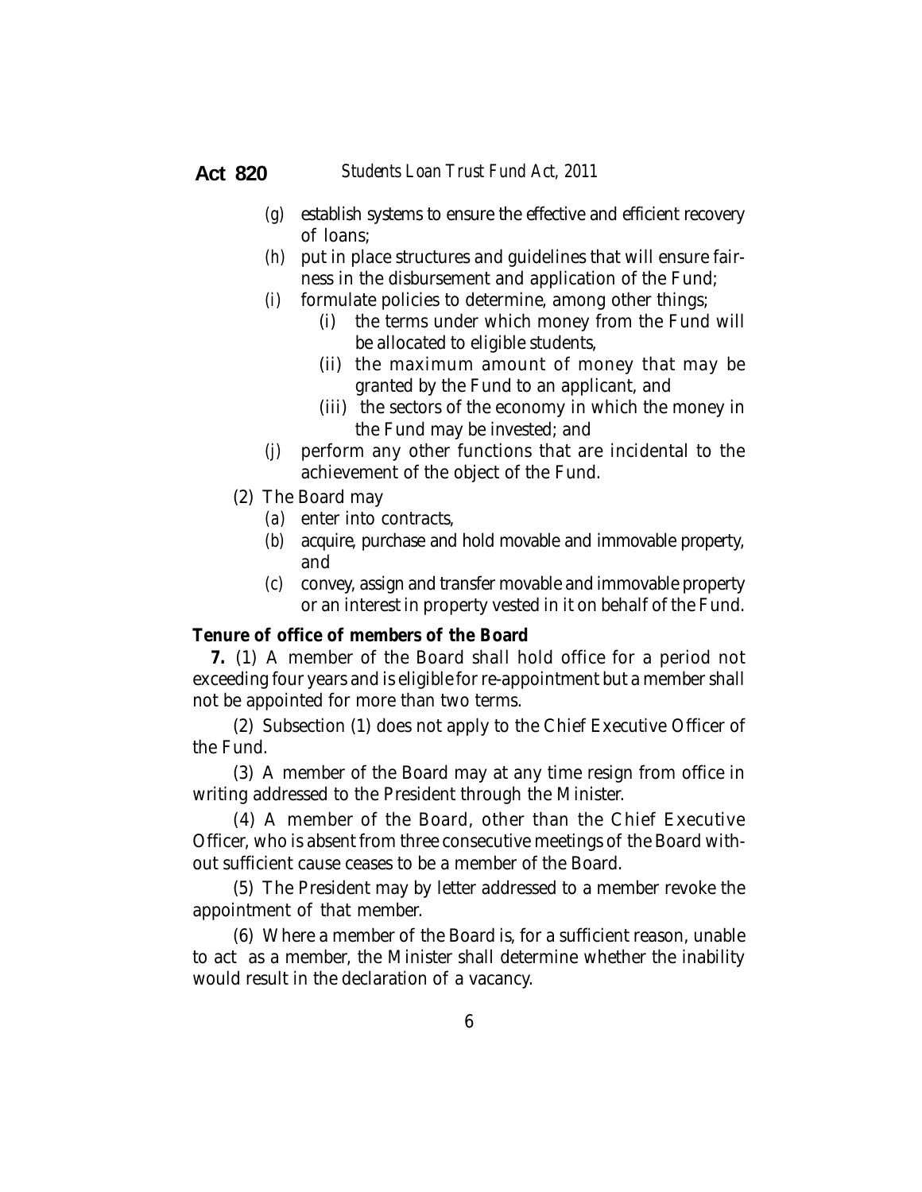(g) establish systems to ensure the effective and efficient recovery of loans;

(h) put in place structures and guidelines that will ensure fairness in the disbursement and application of the Fund;

(i) formulate policies to determine, among other things;

  (i) the terms under which money from the Fund will be allocated to eligible students,

  (ii) the maximum amount of money that may be granted by the Fund to an applicant, and

  (iii) the sectors of the economy in which the money in the Fund may be invested; and

(j) perform any other functions that are incidental to the achievement of the object of the Fund.

(2) The Board may

  (a) enter into contracts,

  (b) acquire, purchase and hold movable and immovable property, and

  (c) convey, assign and transfer movable and immovable property or an interest in property vested in it on behalf of the Fund.

**Tenure of office of members of the Board**

**7.** (1) A member of the Board shall hold office for a period not exceeding four years and is eligible for re-appointment but a member shall not be appointed for more than two terms.

(2) Subsection (1) does not apply to the Chief Executive Officer of the Fund.

(3) A member of the Board may at any time resign from office in writing addressed to the President through the Minister.

(4) A member of the Board, other than the Chief Executive Officer, who is absent from three consecutive meetings of the Board without sufficient cause ceases to be a member of the Board.

(5) The President may by letter addressed to a member revoke the appointment of that member.

(6) Where a member of the Board is, for a sufficient reason, unable to act as a member, the Minister shall determine whether the inability would result in the declaration of a vacancy.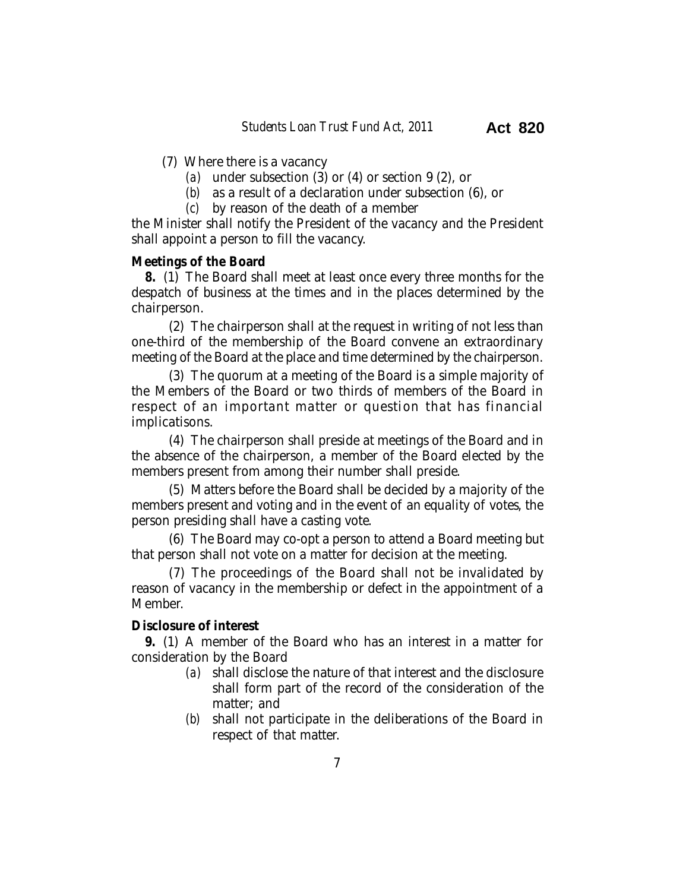(7) Where there is a vacancy

*(a)* under subsection (3) or (4) or section 9 (2), or

*(b)* as a result of a declaration under subsection (6), or

*(c)* by reason of the death of a member

the Minister shall notify the President of the vacancy and the President shall appoint a person to fill the vacancy.

**Meetings of the Board**

**8.** (1) The Board shall meet at least once every three months for the despatch of business at the times and in the places determined by the chairperson.

(2) The chairperson shall at the request in writing of not less than one-third of the membership of the Board convene an extraordinary meeting of the Board at the place and time determined by the chairperson.

(3) The quorum at a meeting of the Board is a simple majority of the Members of the Board or two thirds of members of the Board in respect of an important matter or question that has financial implicatisons.

(4) The chairperson shall preside at meetings of the Board and in the absence of the chairperson, a member of the Board elected by the members present from among their number shall preside.

(5) Matters before the Board shall be decided by a majority of the members present and voting and in the event of an equality of votes, the person presiding shall have a casting vote.

(6) The Board may co-opt a person to attend a Board meeting but that person shall not vote on a matter for decision at the meeting.

(7) The proceedings of the Board shall not be invalidated by reason of vacancy in the membership or defect in the appointment of a Member.

**Disclosure of interest**

**9.** (1) A member of the Board who has an interest in a matter for consideration by the Board

*(a)* shall disclose the nature of that interest and the disclosure shall form part of the record of the consideration of the matter; and

*(b)* shall not participate in the deliberations of the Board in respect of that matter.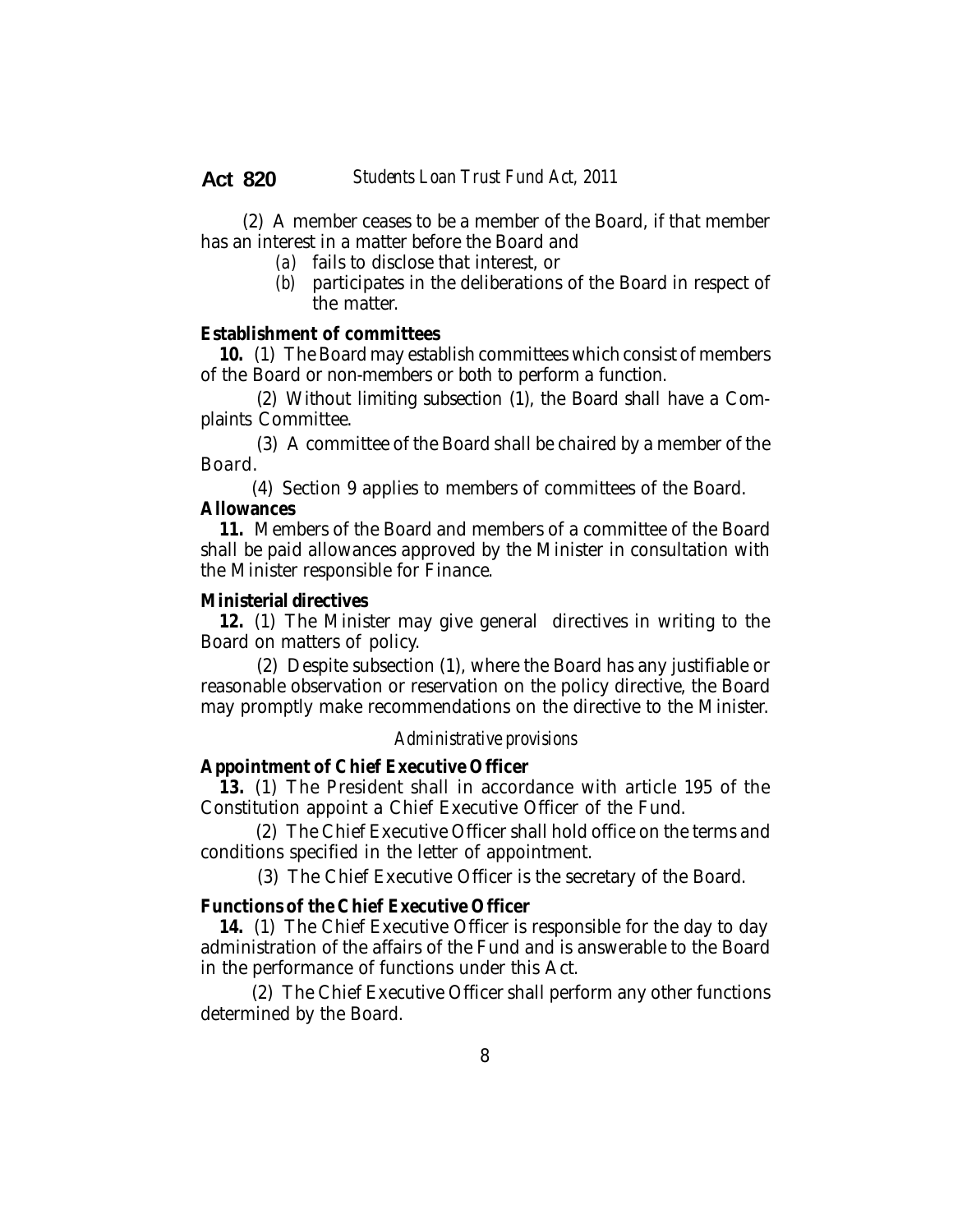(2) A member ceases to be a member of the Board, if that member has an interest in a matter before the Board and

*(a)* fails to disclose that interest, or

*(b)* participates in the deliberations of the Board in respect of the matter.

**Establishment of committees**

**10.** (1) The Board may establish committees which consist of members of the Board or non-members or both to perform a function.

(2) Without limiting subsection (1), the Board shall have a Complaints Committee.

(3) A committee of the Board shall be chaired by a member of the Board.

(4) Section 9 applies to members of committees of the Board.

**Allowances**

**11.** Members of the Board and members of a committee of the Board shall be paid allowances approved by the Minister in consultation with the Minister responsible for Finance.

**Ministerial directives**

**12.** (1) The Minister may give general directives in writing to the Board on matters of policy.

(2) Despite subsection (1), where the Board has any justifiable or reasonable observation or reservation on the policy directive, the Board may promptly make recommendations on the directive to the Minister.

*Administrative provisions*

**Appointment of Chief Executive Officer**

**13.** (1) The President shall in accordance with article 195 of the Constitution appoint a Chief Executive Officer of the Fund.

(2) The Chief Executive Officer shall hold office on the terms and conditions specified in the letter of appointment.

(3) The Chief Executive Officer is the secretary of the Board.

**Functions of the Chief Executive Officer**

**14.** (1) The Chief Executive Officer is responsible for the day to day administration of the affairs of the Fund and is answerable to the Board in the performance of functions under this Act.

(2) The Chief Executive Officer shall perform any other functions determined by the Board.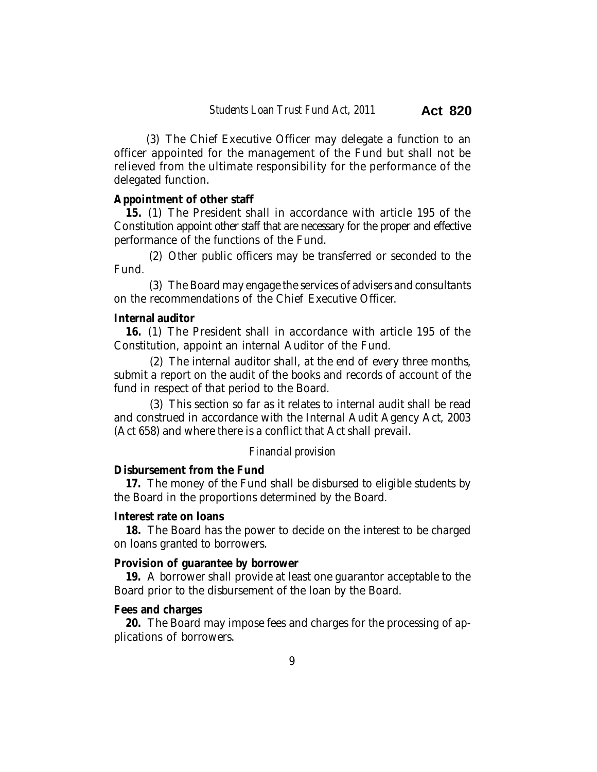(3) The Chief Executive Officer may delegate a function to an officer appointed for the management of the Fund but shall not be relieved from the ultimate responsibility for the performance of the delegated function.

**Appointment of other staff**

**15.** (1) The President shall in accordance with article 195 of the Constitution appoint other staff that are necessary for the proper and effective performance of the functions of the Fund.

(2) Other public officers may be transferred or seconded to the Fund.

(3) The Board may engage the services of advisers and consultants on the recommendations of the Chief Executive Officer.

**Internal auditor**

**16.** (1) The President shall in accordance with article 195 of the Constitution, appoint an internal Auditor of the Fund.

(2) The internal auditor shall, at the end of every three months, submit a report on the audit of the books and records of account of the fund in respect of that period to the Board.

(3) This section so far as it relates to internal audit shall be read and construed in accordance with the Internal Audit Agency Act, 2003 (Act 658) and where there is a conflict that Act shall prevail.

*Financial provision*

**Disbursement from the Fund**

**17.** The money of the Fund shall be disbursed to eligible students by the Board in the proportions determined by the Board.

**Interest rate on loans**

**18.** The Board has the power to decide on the interest to be charged on loans granted to borrowers.

**Provision of guarantee by borrower**

**19.** A borrower shall provide at least one guarantor acceptable to the Board prior to the disbursement of the loan by the Board.

**Fees and charges**

**20.** The Board may impose fees and charges for the processing of applications of borrowers.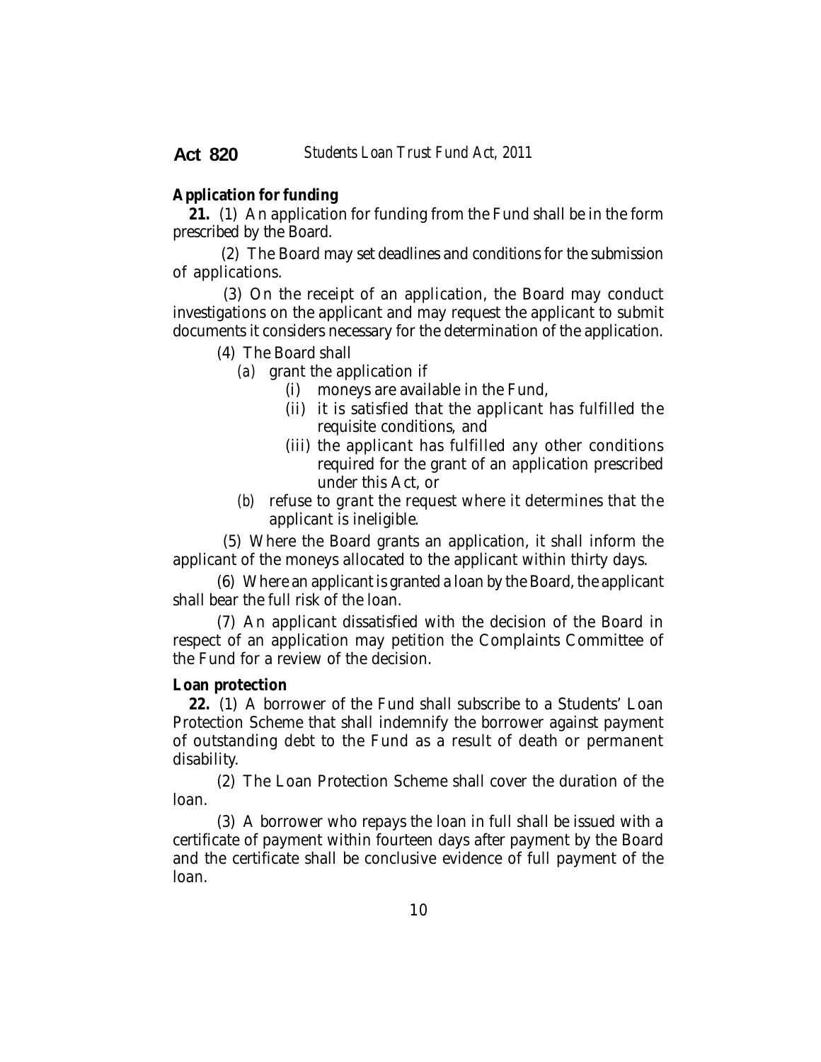**Application for funding**

**21.** (1) An application for funding from the Fund shall be in the form prescribed by the Board.

(2) The Board may set deadlines and conditions for the submission of applications.

(3) On the receipt of an application, the Board may conduct investigations on the applicant and may request the applicant to submit documents it considers necessary for the determination of the application.

(4) The Board shall

*(a)* grant the application if

(i) moneys are available in the Fund,

(ii) it is satisfied that the applicant has fulfilled the requisite conditions, and

(iii) the applicant has fulfilled any other conditions required for the grant of an application prescribed under this Act, or

*(b)* refuse to grant the request where it determines that the applicant is ineligible.

(5) Where the Board grants an application, it shall inform the applicant of the moneys allocated to the applicant within thirty days.

(6) Where an applicant is granted a loan by the Board, the applicant shall bear the full risk of the loan.

(7) An applicant dissatisfied with the decision of the Board in respect of an application may petition the Complaints Committee of the Fund for a review of the decision.

**Loan protection**

**22.** (1) A borrower of the Fund shall subscribe to a Students' Loan Protection Scheme that shall indemnify the borrower against payment of outstanding debt to the Fund as a result of death or permanent disability.

(2) The Loan Protection Scheme shall cover the duration of the loan.

(3) A borrower who repays the loan in full shall be issued with a certificate of payment within fourteen days after payment by the Board and the certificate shall be conclusive evidence of full payment of the loan.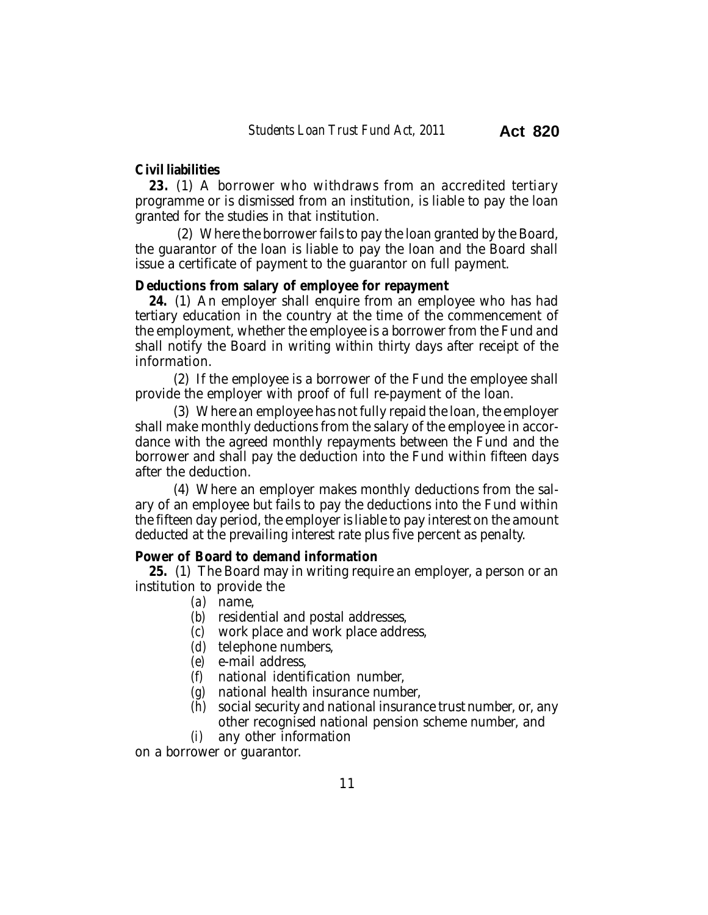**Civil liabilities**

**23.** (1) A borrower who withdraws from an accredited tertiary programme or is dismissed from an institution, is liable to pay the loan granted for the studies in that institution.

(2) Where the borrower fails to pay the loan granted by the Board, the guarantor of the loan is liable to pay the loan and the Board shall issue a certificate of payment to the guarantor on full payment.

**Deductions from salary of employee for repayment**

**24.** (1) An employer shall enquire from an employee who has had tertiary education in the country at the time of the commencement of the employment, whether the employee is a borrower from the Fund and shall notify the Board in writing within thirty days after receipt of the information.

(2) If the employee is a borrower of the Fund the employee shall provide the employer with proof of full re-payment of the loan.

(3) Where an employee has not fully repaid the loan, the employer shall make monthly deductions from the salary of the employee in accordance with the agreed monthly repayments between the Fund and the borrower and shall pay the deduction into the Fund within fifteen days after the deduction.

(4) Where an employer makes monthly deductions from the salary of an employee but fails to pay the deductions into the Fund within the fifteen day period, the employer is liable to pay interest on the amount deducted at the prevailing interest rate plus five percent as penalty.

**Power of Board to demand information**

**25.** (1) The Board may in writing require an employer, a person or an institution to provide the

(*a*) name,
(*b*) residential and postal addresses,
(*c*) work place and work place address,
(*d*) telephone numbers,
(*e*) e-mail address,
(*f*) national identification number,
(*g*) national health insurance number,
(*h*) social security and national insurance trust number, or, any other recognised national pension scheme number, and
(*i*) any other information

on a borrower or guarantor.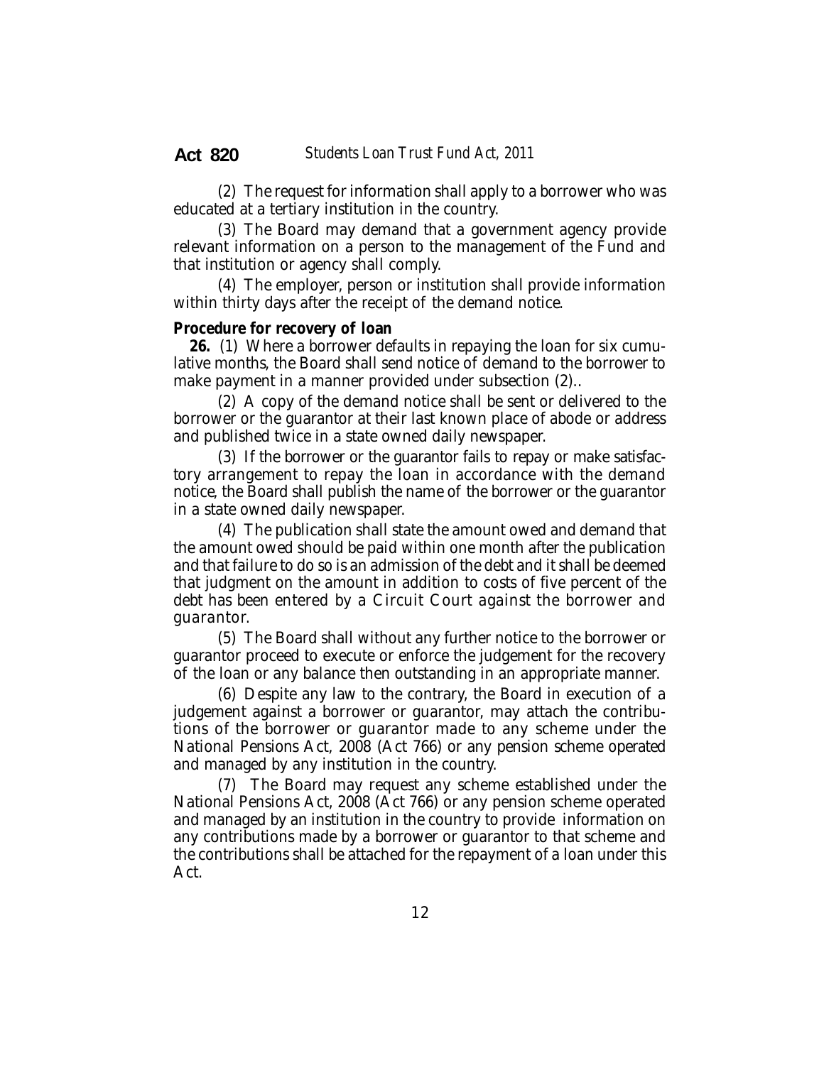(2) The request for information shall apply to a borrower who was educated at a tertiary institution in the country.

(3) The Board may demand that a government agency provide relevant information on a person to the management of the Fund and that institution or agency shall comply.

(4) The employer, person or institution shall provide information within thirty days after the receipt of the demand notice.

**Procedure for recovery of loan**

**26.** (1) Where a borrower defaults in repaying the loan for six cumulative months, the Board shall send notice of demand to the borrower to make payment in a manner provided under subsection (2)..

(2) A copy of the demand notice shall be sent or delivered to the borrower or the guarantor at their last known place of abode or address and published twice in a state owned daily newspaper.

(3) If the borrower or the guarantor fails to repay or make satisfactory arrangement to repay the loan in accordance with the demand notice, the Board shall publish the name of the borrower or the guarantor in a state owned daily newspaper.

(4) The publication shall state the amount owed and demand that the amount owed should be paid within one month after the publication and that failure to do so is an admission of the debt and it shall be deemed that judgment on the amount in addition to costs of five percent of the debt has been entered by a Circuit Court against the borrower and guarantor.

(5) The Board shall without any further notice to the borrower or guarantor proceed to execute or enforce the judgement for the recovery of the loan or any balance then outstanding in an appropriate manner.

(6) Despite any law to the contrary, the Board in execution of a judgement against a borrower or guarantor, may attach the contributions of the borrower or guarantor made to any scheme under the National Pensions Act, 2008 (Act 766) or any pension scheme operated and managed by any institution in the country.

(7) The Board may request any scheme established under the National Pensions Act, 2008 (Act 766) or any pension scheme operated and managed by an institution in the country to provide information on any contributions made by a borrower or guarantor to that scheme and the contributions shall be attached for the repayment of a loan under this Act.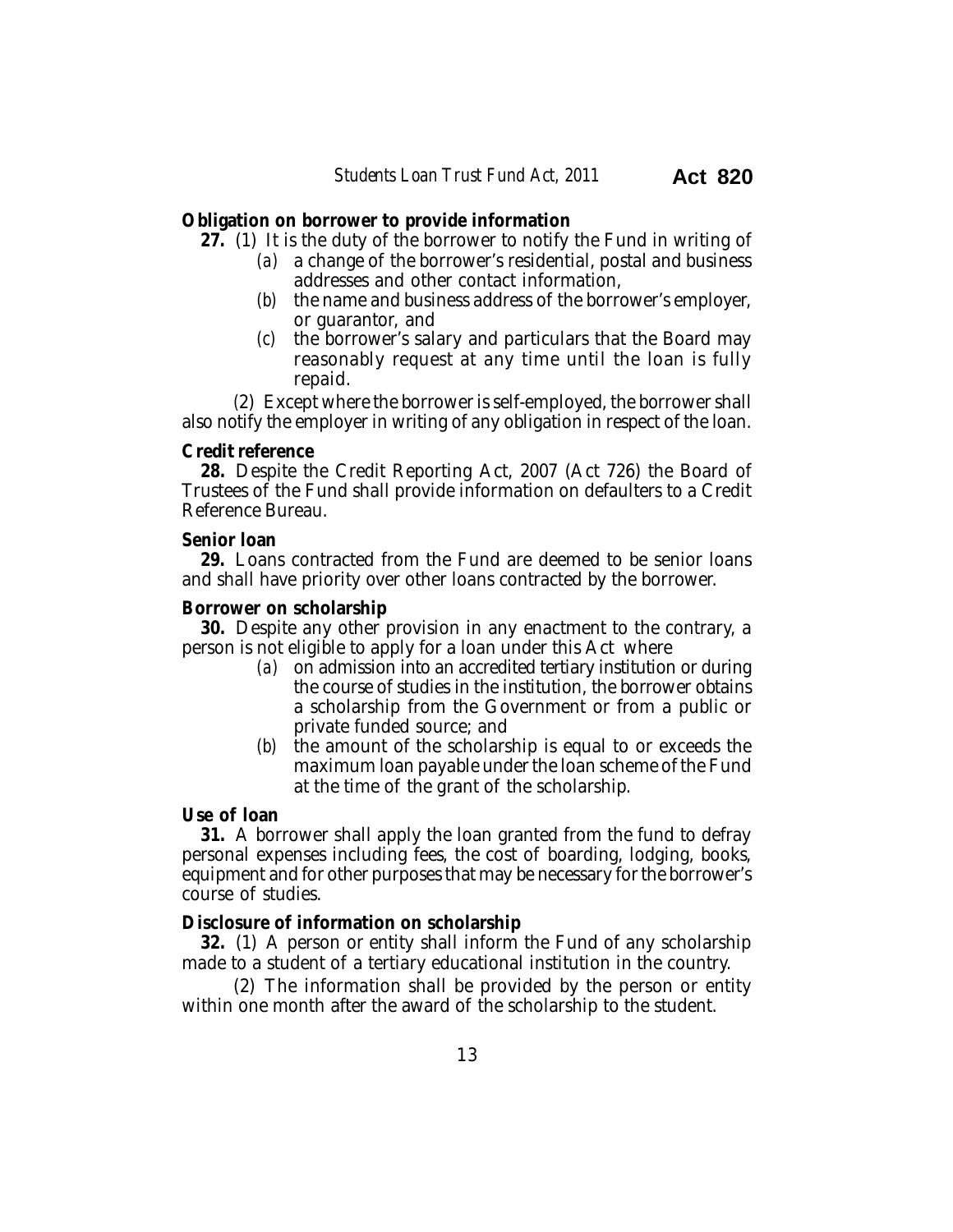**Obligation on borrower to provide information**

**27.** (1) It is the duty of the borrower to notify the Fund in writing of

(*a*) a change of the borrower's residential, postal and business addresses and other contact information,

(*b*) the name and business address of the borrower's employer, or guarantor, and

(*c*) the borrower's salary and particulars that the Board may reasonably request at any time until the loan is fully repaid.

(2) Except where the borrower is self-employed, the borrower shall also notify the employer in writing of any obligation in respect of the loan.

**Credit reference**

**28.** Despite the Credit Reporting Act, 2007 (Act 726) the Board of Trustees of the Fund shall provide information on defaulters to a Credit Reference Bureau.

**Senior loan**

**29.** Loans contracted from the Fund are deemed to be senior loans and shall have priority over other loans contracted by the borrower.

**Borrower on scholarship**

**30.** Despite any other provision in any enactment to the contrary, a person is not eligible to apply for a loan under this Act where

(*a*) on admission into an accredited tertiary institution or during the course of studies in the institution, the borrower obtains a scholarship from the Government or from a public or private funded source; and

(*b*) the amount of the scholarship is equal to or exceeds the maximum loan payable under the loan scheme of the Fund at the time of the grant of the scholarship.

**Use of loan**

**31.** A borrower shall apply the loan granted from the fund to defray personal expenses including fees, the cost of boarding, lodging, books, equipment and for other purposes that may be necessary for the borrower's course of studies.

**Disclosure of information on scholarship**

**32.** (1) A person or entity shall inform the Fund of any scholarship made to a student of a tertiary educational institution in the country.

(2) The information shall be provided by the person or entity within one month after the award of the scholarship to the student.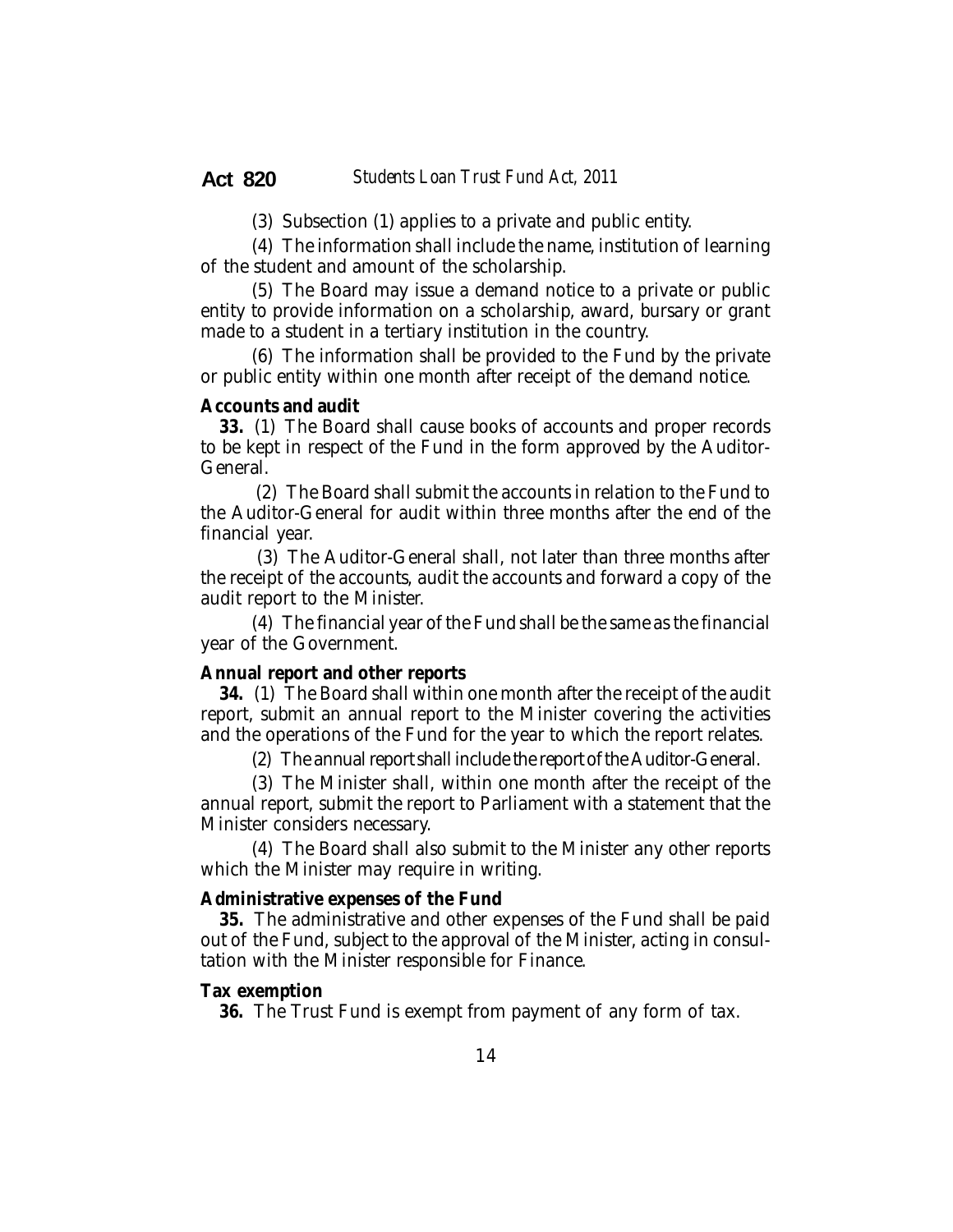(3) Subsection (1) applies to a private and public entity.

(4) The information shall include the name, institution of learning of the student and amount of the scholarship.

(5) The Board may issue a demand notice to a private or public entity to provide information on a scholarship, award, bursary or grant made to a student in a tertiary institution in the country.

(6) The information shall be provided to the Fund by the private or public entity within one month after receipt of the demand notice.

**Accounts and audit**

**33.** (1) The Board shall cause books of accounts and proper records to be kept in respect of the Fund in the form approved by the Auditor-General.

(2) The Board shall submit the accounts in relation to the Fund to the Auditor-General for audit within three months after the end of the financial year.

(3) The Auditor-General shall, not later than three months after the receipt of the accounts, audit the accounts and forward a copy of the audit report to the Minister.

(4) The financial year of the Fund shall be the same as the financial year of the Government.

**Annual report and other reports**

**34.** (1) The Board shall within one month after the receipt of the audit report, submit an annual report to the Minister covering the activities and the operations of the Fund for the year to which the report relates.

(2) The annual report shall include the report of the Auditor-General.

(3) The Minister shall, within one month after the receipt of the annual report, submit the report to Parliament with a statement that the Minister considers necessary.

(4) The Board shall also submit to the Minister any other reports which the Minister may require in writing.

**Administrative expenses of the Fund**

**35.** The administrative and other expenses of the Fund shall be paid out of the Fund, subject to the approval of the Minister, acting in consultation with the Minister responsible for Finance.

**Tax exemption**

**36.** The Trust Fund is exempt from payment of any form of tax.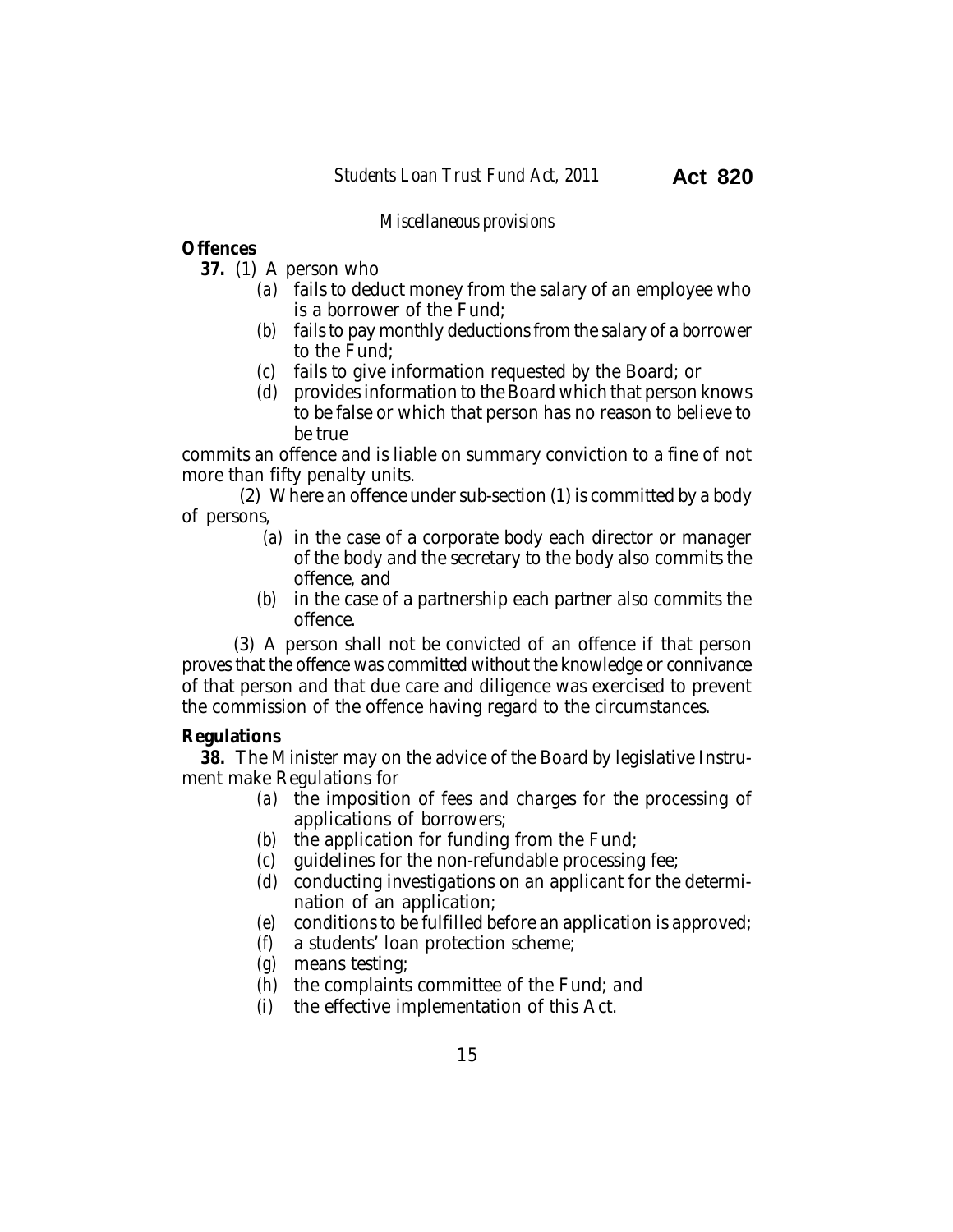*Miscellaneous provisions*

**Offences**

**37.** (1) A person who

*(a)* fails to deduct money from the salary of an employee who is a borrower of the Fund;

*(b)* fails to pay monthly deductions from the salary of a borrower to the Fund;

*(c)* fails to give information requested by the Board; or

*(d)* provides information to the Board which that person knows to be false or which that person has no reason to believe to be true

commits an offence and is liable on summary conviction to a fine of not more than fifty penalty units.

(2) Where an offence under sub-section (1) is committed by a body of persons,

*(a)* in the case of a corporate body each director or manager of the body and the secretary to the body also commits the offence, and

*(b)* in the case of a partnership each partner also commits the offence.

(3) A person shall not be convicted of an offence if that person proves that the offence was committed without the knowledge or connivance of that person and that due care and diligence was exercised to prevent the commission of the offence having regard to the circumstances.

**Regulations**

**38.** The Minister may on the advice of the Board by legislative Instrument make Regulations for

*(a)* the imposition of fees and charges for the processing of applications of borrowers;

*(b)* the application for funding from the Fund;

*(c)* guidelines for the non-refundable processing fee;

*(d)* conducting investigations on an applicant for the determination of an application;

*(e)* conditions to be fulfilled before an application is approved;

*(f)* a students' loan protection scheme;

*(g)* means testing;

*(h)* the complaints committee of the Fund; and

*(i)* the effective implementation of this Act.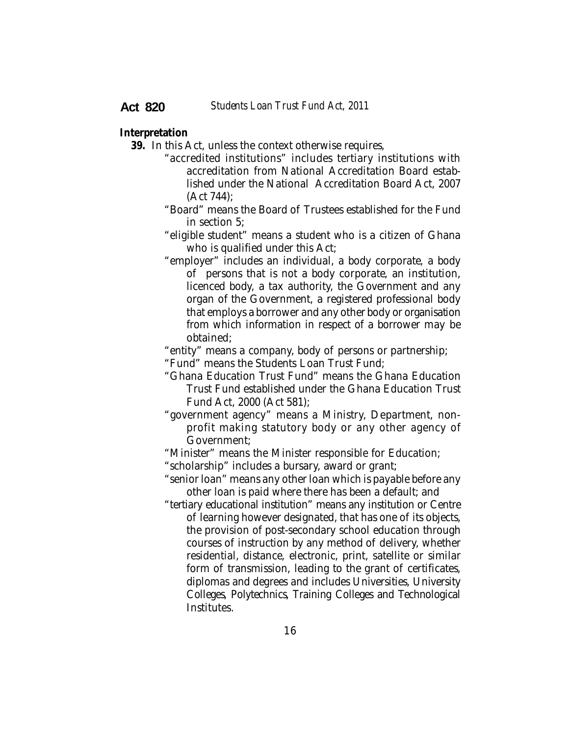**Interpretation**

**39.** In this Act, unless the context otherwise requires,

"accredited institutions" includes tertiary institutions with accreditation from National Accreditation Board established under the National Accreditation Board Act, 2007 (Act 744);

"Board" means the Board of Trustees established for the Fund in section 5;

"eligible student" means a student who is a citizen of Ghana who is qualified under this Act;

"employer" includes an individual, a body corporate, a body of persons that is not a body corporate, an institution, licenced body, a tax authority, the Government and any organ of the Government, a registered professional body that employs a borrower and any other body or organisation from which information in respect of a borrower may be obtained;

"entity" means a company, body of persons or partnership;

"Fund" means the Students Loan Trust Fund;

"Ghana Education Trust Fund" means the Ghana Education Trust Fund established under the Ghana Education Trust Fund Act, 2000 (Act 581);

"government agency" means a Ministry, Department, non-profit making statutory body or any other agency of Government;

"Minister" means the Minister responsible for Education;

"scholarship" includes a bursary, award or grant;

"senior loan" means any other loan which is payable before any other loan is paid where there has been a default; and

"tertiary educational institution" means any institution or Centre of learning however designated, that has one of its objects, the provision of post-secondary school education through courses of instruction by any method of delivery, whether residential, distance, electronic, print, satellite or similar form of transmission, leading to the grant of certificates, diplomas and degrees and includes Universities, University Colleges, Polytechnics, Training Colleges and Technological Institutes.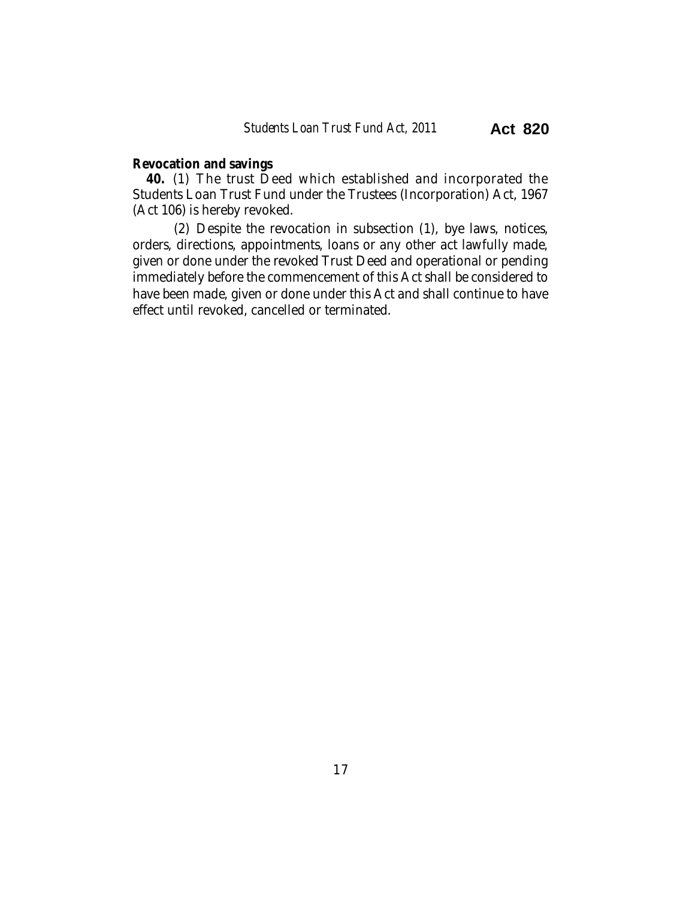**Revocation and savings**

**40.** (1) The trust Deed which established and incorporated the Students Loan Trust Fund under the Trustees (Incorporation) Act, 1967 (Act 106) is hereby revoked.

(2) Despite the revocation in subsection (1), bye laws, notices, orders, directions, appointments, loans or any other act lawfully made, given or done under the revoked Trust Deed and operational or pending immediately before the commencement of this Act shall be considered to have been made, given or done under this Act and shall continue to have effect until revoked, cancelled or terminated.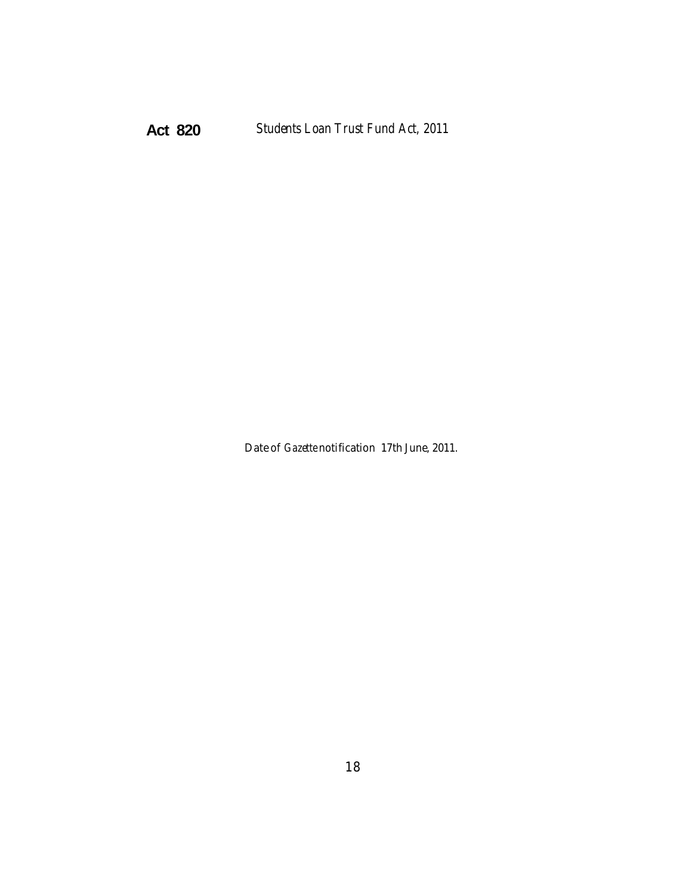Date of *Gazette* notification 17th June, 2011.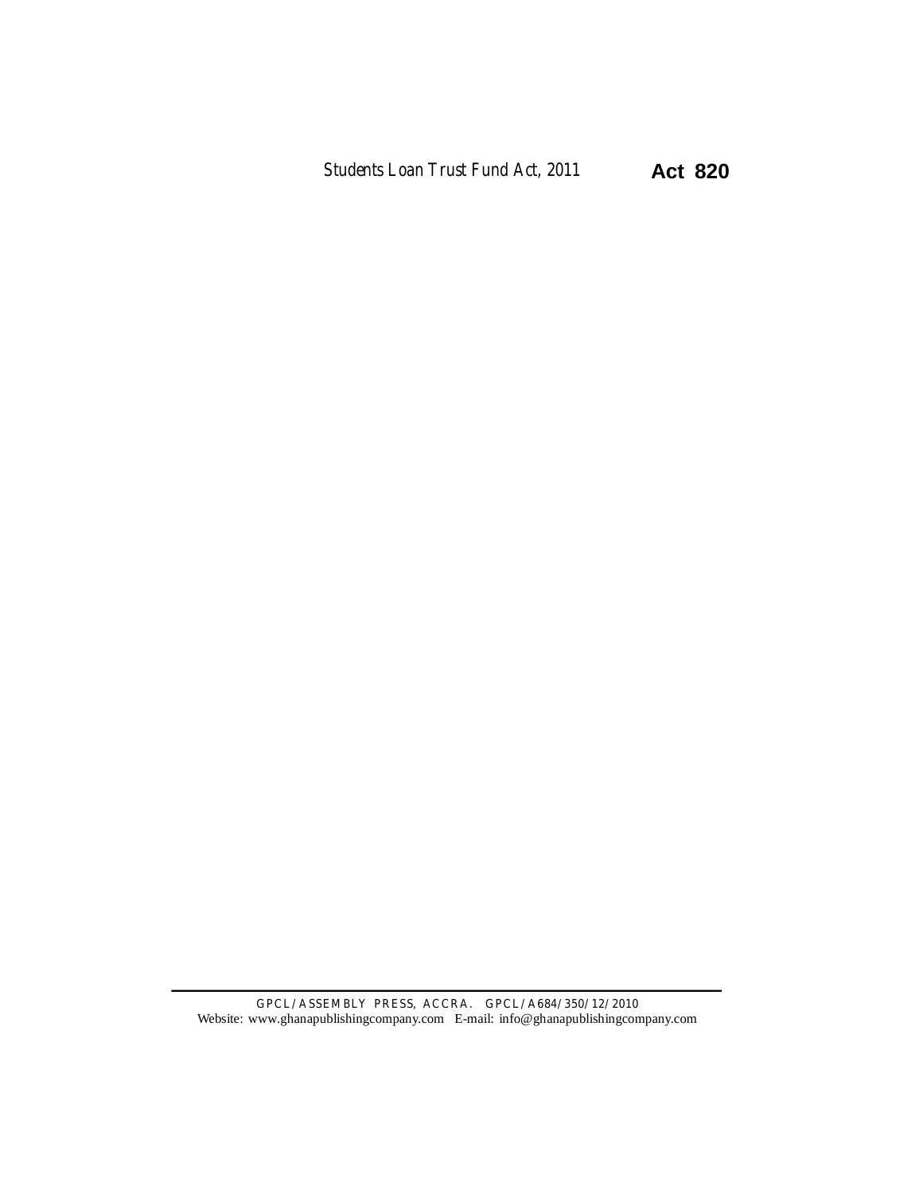GPCL/ASSEMBLY PRESS, ACCRA. GPCL/A684/350/12/2010

Website: www.ghanapublishingcompany.com E-mail: info@ghanapublishingcompany.com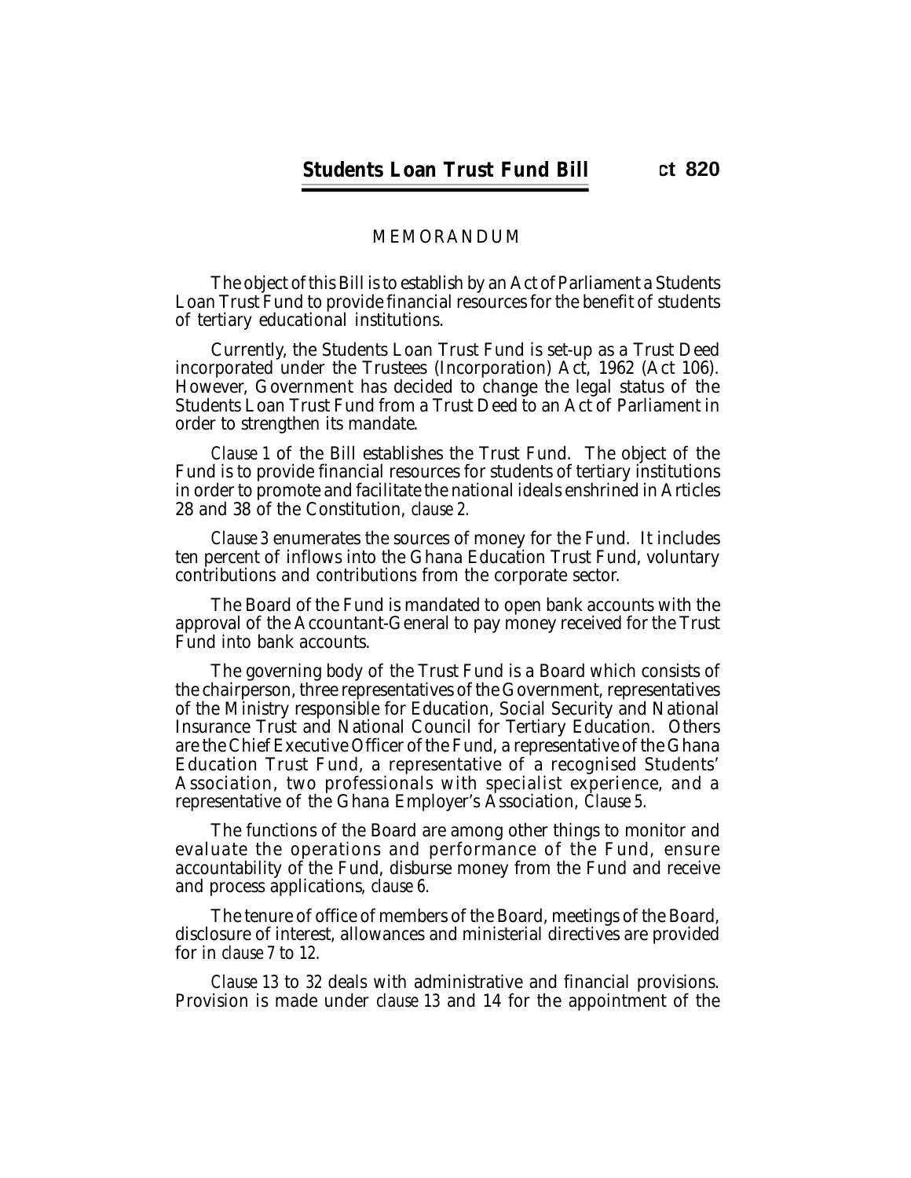MEMORANDUM

The object of this Bill is to establish by an Act of Parliament a Students Loan Trust Fund to provide financial resources for the benefit of students of tertiary educational institutions.

Currently, the Students Loan Trust Fund is set-up as a Trust Deed incorporated under the Trustees (Incorporation) Act, 1962 (Act 106). However, Government has decided to change the legal status of the Students Loan Trust Fund from a Trust Deed to an Act of Parliament in order to strengthen its mandate.

*Clause 1* of the Bill establishes the Trust Fund. The object of the Fund is to provide financial resources for students of tertiary institutions in order to promote and facilitate the national ideals enshrined in Articles 28 and 38 of the Constitution, *clause 2*.

*Clause 3* enumerates the sources of money for the Fund. It includes ten percent of inflows into the Ghana Education Trust Fund, voluntary contributions and contributions from the corporate sector.

The Board of the Fund is mandated to open bank accounts with the approval of the Accountant-General to pay money received for the Trust Fund into bank accounts.

The governing body of the Trust Fund is a Board which consists of the chairperson, three representatives of the Government, representatives of the Ministry responsible for Education, Social Security and National Insurance Trust and National Council for Tertiary Education. Others are the Chief Executive Officer of the Fund, a representative of the Ghana Education Trust Fund, a representative of a recognised Students' Association, two professionals with specialist experience, and a representative of the Ghana Employer's Association, *Clause 5*.

The functions of the Board are among other things to monitor and evaluate the operations and performance of the Fund, ensure accountability of the Fund, disburse money from the Fund and receive and process applications, *clause 6*.

The tenure of office of members of the Board, meetings of the Board, disclosure of interest, allowances and ministerial directives are provided for in *clause 7* to *12*.

*Clause 13* to *32* deals with administrative and financial provisions. Provision is made under *clause* 13 and 14 for the appointment of the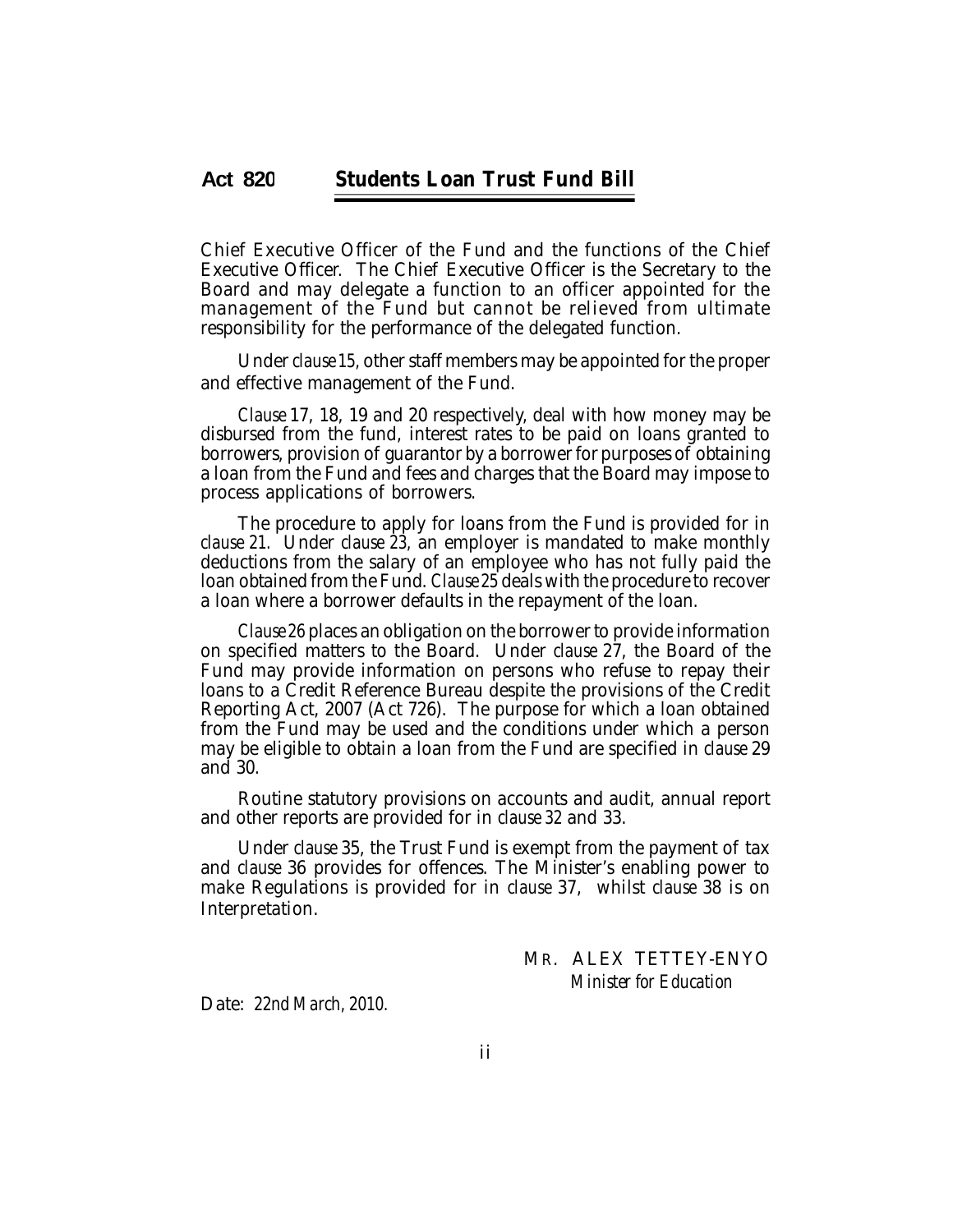Chief Executive Officer of the Fund and the functions of the Chief Executive Officer. The Chief Executive Officer is the Secretary to the Board and may delegate a function to an officer appointed for the management of the Fund but cannot be relieved from ultimate responsibility for the performance of the delegated function.

Under *clause 15*, other staff members may be appointed for the proper and effective management of the Fund.

*Clause* 17, 18, 19 and 20 respectively, deal with how money may be disbursed from the fund, interest rates to be paid on loans granted to borrowers, provision of guarantor by a borrower for purposes of obtaining a loan from the Fund and fees and charges that the Board may impose to process applications of borrowers.

The procedure to apply for loans from the Fund is provided for in *clause 21*. Under *clause 23*, an employer is mandated to make monthly deductions from the salary of an employee who has not fully paid the loan obtained from the Fund. *Clause 25* deals with the procedure to recover a loan where a borrower defaults in the repayment of the loan.

*Clause 26* places an obligation on the borrower to provide information on specified matters to the Board. Under *clause* 27, the Board of the Fund may provide information on persons who refuse to repay their loans to a Credit Reference Bureau despite the provisions of the Credit Reporting Act, 2007 (Act 726). The purpose for which a loan obtained from the Fund may be used and the conditions under which a person may be eligible to obtain a loan from the Fund are specified in *clause* 29 and 30.

Routine statutory provisions on accounts and audit, annual report and other reports are provided for in *clause 32* and 33.

Under *clause* 35, the Trust Fund is exempt from the payment of tax and *clause* 36 provides for offences. The Minister's enabling power to make Regulations is provided for in *clause* 37, whilst *clause* 38 is on Interpretation.

MR. ALEX TETTEY-ENYO
*Minister for Education*

Date: *22nd March, 2010.*